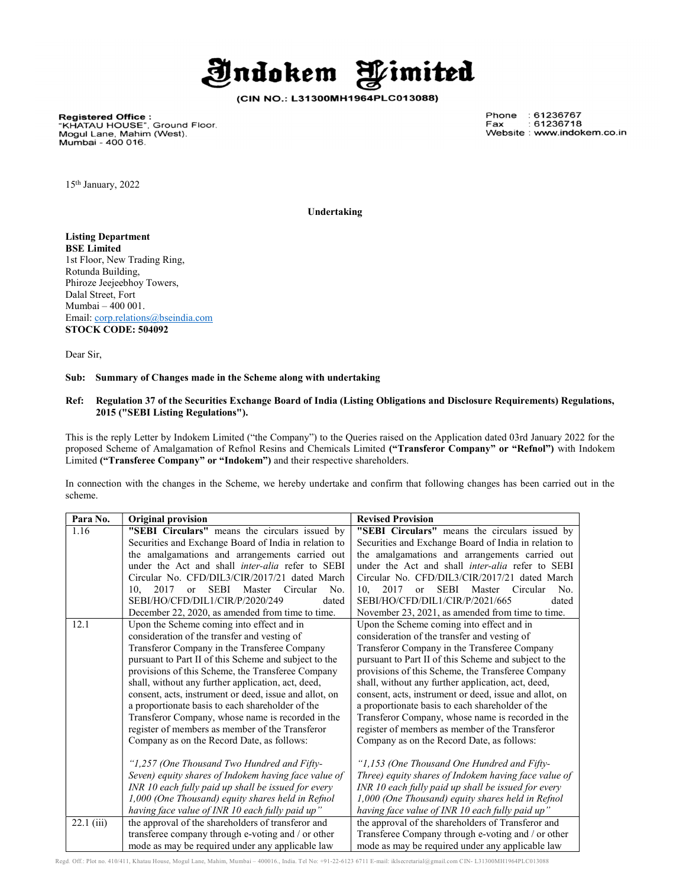# Indokem Limited

**(CIN NO.: L31300MH1964PLC013088)**

**Registered Office :**
"KHATAU HOUSE", Ground Floor.
Mogul Lane, Mahim (West).
Mumbai - 400 016.

Phone : 61236767
Fax : 61236718
Website : www.indokem.co.in

15th January, 2022

**Undertaking**

**Listing Department**
**BSE Limited**
1st Floor, New Trading Ring,
Rotunda Building,
Phiroze Jeejeebhoy Towers,
Dalal Street, Fort
Mumbai – 400 001.
Email: corp.relations@bseindia.com
**STOCK CODE: 504092**

Dear Sir,

**Sub: Summary of Changes made in the Scheme along with undertaking**

**Ref: Regulation 37 of the Securities Exchange Board of India (Listing Obligations and Disclosure Requirements) Regulations, 2015 ("SEBI Listing Regulations").**

This is the reply Letter by Indokem Limited ("the Company") to the Queries raised on the Application dated 03rd January 2022 for the proposed Scheme of Amalgamation of Refnol Resins and Chemicals Limited **("Transferor Company" or "Refnol")** with Indokem Limited **("Transferee Company" or "Indokem")** and their respective shareholders.

In connection with the changes in the Scheme, we hereby undertake and confirm that following changes has been carried out in the scheme.

| Para No. | Original provision | Revised Provision |
|---|---|---|
| 1.16 | **"SEBI Circulars"** means the circulars issued by Securities and Exchange Board of India in relation to the amalgamations and arrangements carried out under the Act and shall *inter-alia* refer to SEBI Circular No. CFD/DIL3/CIR/2017/21 dated March 10, 2017 or SEBI Master Circular No. SEBI/HO/CFD/DIL1/CIR/P/2020/249 dated December 22, 2020, as amended from time to time. | **"SEBI Circulars"** means the circulars issued by Securities and Exchange Board of India in relation to the amalgamations and arrangements carried out under the Act and shall *inter-alia* refer to SEBI Circular No. CFD/DIL3/CIR/2017/21 dated March 10, 2017 or SEBI Master Circular No. SEBI/HO/CFD/DIL1/CIR/P/2021/665 dated November 23, 2021, as amended from time to time. |
| 12.1 | Upon the Scheme coming into effect and in consideration of the transfer and vesting of Transferor Company in the Transferee Company pursuant to Part II of this Scheme and subject to the provisions of this Scheme, the Transferee Company shall, without any further application, act, deed, consent, acts, instrument or deed, issue and allot, on a proportionate basis to each shareholder of the Transferor Company, whose name is recorded in the register of members as member of the Transferor Company as on the Record Date, as follows:<br><br>*"1,257 (One Thousand Two Hundred and Fifty-Seven) equity shares of Indokem having face value of INR 10 each fully paid up shall be issued for every 1,000 (One Thousand) equity shares held in Refnol having face value of INR 10 each fully paid up"* | Upon the Scheme coming into effect and in consideration of the transfer and vesting of Transferor Company in the Transferee Company pursuant to Part II of this Scheme and subject to the provisions of this Scheme, the Transferee Company shall, without any further application, act, deed, consent, acts, instrument or deed, issue and allot, on a proportionate basis to each shareholder of the Transferor Company, whose name is recorded in the register of members as member of the Transferor Company as on the Record Date, as follows:<br><br>*"1,153 (One Thousand One Hundred and Fifty-Three) equity shares of Indokem having face value of INR 10 each fully paid up shall be issued for every 1,000 (One Thousand) equity shares held in Refnol having face value of INR 10 each fully paid up"* |
| 22.1 (iii) | the approval of the shareholders of transferor and transferee company through e-voting and / or other mode as may be required under any applicable law | the approval of the shareholders of Transferor and Transferee Company through e-voting and / or other mode as may be required under any applicable law |

Regd. Off.: Plot no. 410/411, Khatau House, Mogul Lane, Mahim, Mumbai – 400016., India. Tel No: +91-22-6123 6711 E-mail: iklsecretarial@gmail.com CIN- L31300MH1964PLC013088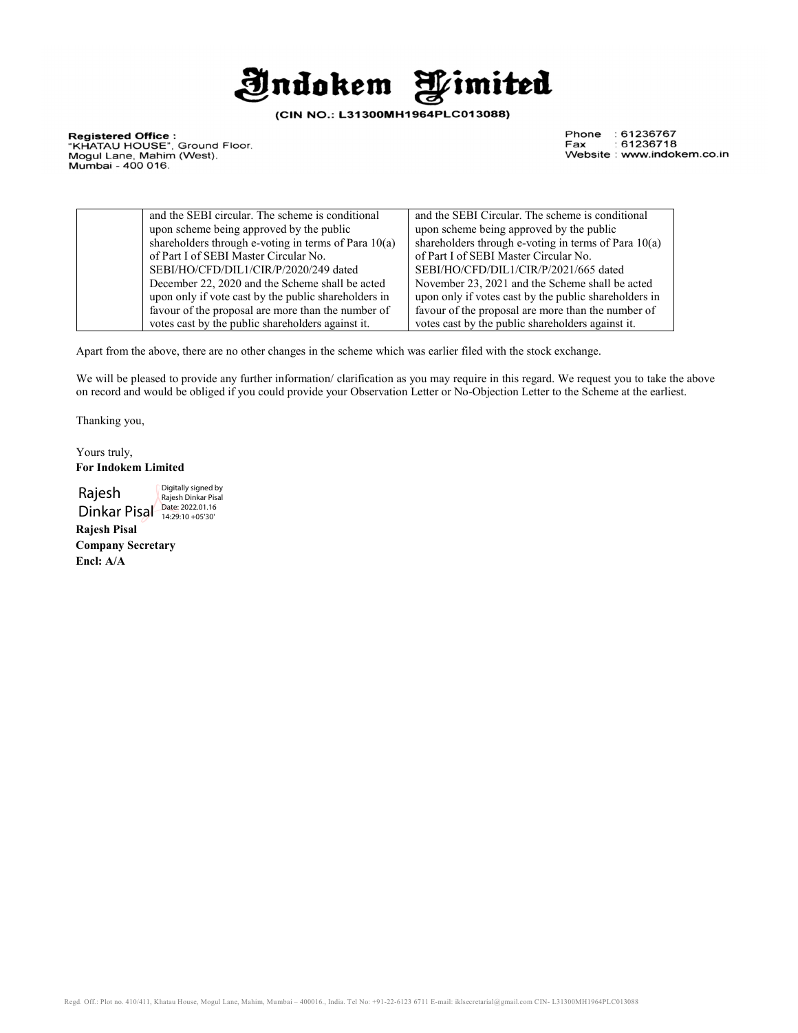# Indokem Limited

**(CIN NO.: L31300MH1964PLC013088)**

**Registered Office :**
"KHATAU HOUSE", Ground Floor.
Mogul Lane, Mahim (West).
Mumbai - 400 016.

Phone : 61236767
Fax : 61236718
Website : www.indokem.co.in

| | | |
|---|---|---|
| | and the SEBI circular. The scheme is conditional upon scheme being approved by the public shareholders through e-voting in terms of Para 10(a) of Part I of SEBI Master Circular No. SEBI/HO/CFD/DIL1/CIR/P/2020/249 dated December 22, 2020 and the Scheme shall be acted upon only if vote cast by the public shareholders in favour of the proposal are more than the number of votes cast by the public shareholders against it. | and the SEBI Circular. The scheme is conditional upon scheme being approved by the public shareholders through e-voting in terms of Para 10(a) of Part I of SEBI Master Circular No. SEBI/HO/CFD/DIL1/CIR/P/2021/665 dated November 23, 2021 and the Scheme shall be acted upon only if votes cast by the public shareholders in favour of the proposal are more than the number of votes cast by the public shareholders against it. |

Apart from the above, there are no other changes in the scheme which was earlier filed with the stock exchange.

We will be pleased to provide any further information/ clarification as you may require in this regard. We request you to take the above on record and would be obliged if you could provide your Observation Letter or No-Objection Letter to the Scheme at the earliest.

Thanking you,

Yours truly,
**For Indokem Limited**

Rajesh Dinkar Pisal
Digitally signed by Rajesh Dinkar Pisal
Date: 2022.01.16 14:29:10 +05'30'

**Rajesh Pisal**
**Company Secretary**
**Encl: A/A**

Regd. Off.: Plot no. 410/411, Khatau House, Mogul Lane, Mahim, Mumbai – 400016., India. Tel No: +91-22-6123 6711 E-mail: iklsecretarial@gmail.com CIN- L31300MH1964PLC013088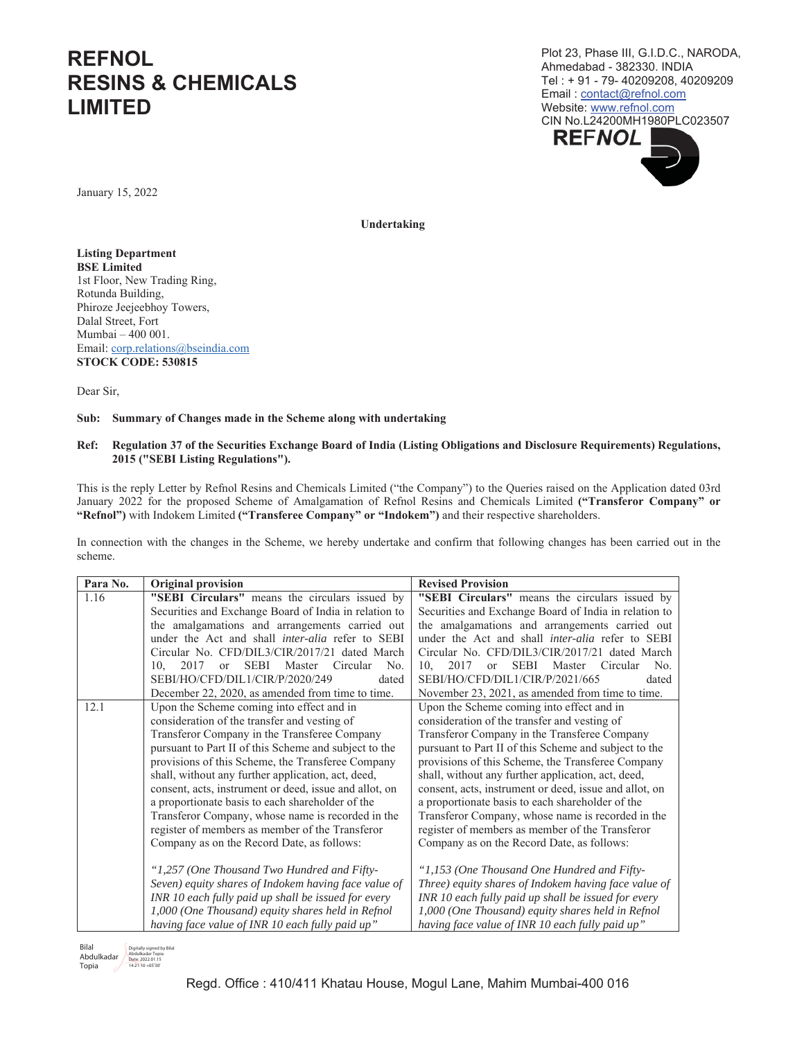# REFNOL RESINS & CHEMICALS LIMITED

Plot 23, Phase III, G.I.D.C., NARODA,
Ahmedabad - 382330. INDIA
Tel : + 91 - 79- 40209208, 40209209
Email : contact@refnol.com
Website: www.refnol.com
CIN No.L24200MH1980PLC023507

January 15, 2022

**Undertaking**

**Listing Department**
**BSE Limited**
1st Floor, New Trading Ring,
Rotunda Building,
Phiroze Jeejeebhoy Towers,
Dalal Street, Fort
Mumbai – 400 001.
Email: corp.relations@bseindia.com
**STOCK CODE: 530815**

Dear Sir,

**Sub: Summary of Changes made in the Scheme along with undertaking**

**Ref: Regulation 37 of the Securities Exchange Board of India (Listing Obligations and Disclosure Requirements) Regulations, 2015 ("SEBI Listing Regulations").**

This is the reply Letter by Refnol Resins and Chemicals Limited ("the Company") to the Queries raised on the Application dated 03rd January 2022 for the proposed Scheme of Amalgamation of Refnol Resins and Chemicals Limited **("Transferor Company" or "Refnol")** with Indokem Limited **("Transferee Company" or "Indokem")** and their respective shareholders.

In connection with the changes in the Scheme, we hereby undertake and confirm that following changes has been carried out in the scheme.

| Para No. | Original provision | Revised Provision |
|---|---|---|
| 1.16 | **"SEBI Circulars"** means the circulars issued by Securities and Exchange Board of India in relation to the amalgamations and arrangements carried out under the Act and shall *inter-alia* refer to SEBI Circular No. CFD/DIL3/CIR/2017/21 dated March 10, 2017 or SEBI Master Circular No. SEBI/HO/CFD/DIL1/CIR/P/2020/249 dated December 22, 2020, as amended from time to time. | **"SEBI Circulars"** means the circulars issued by Securities and Exchange Board of India in relation to the amalgamations and arrangements carried out under the Act and shall *inter-alia* refer to SEBI Circular No. CFD/DIL3/CIR/2017/21 dated March 10, 2017 or SEBI Master Circular No. SEBI/HO/CFD/DIL1/CIR/P/2021/665 dated November 23, 2021, as amended from time to time. |
| 12.1 | Upon the Scheme coming into effect and in consideration of the transfer and vesting of Transferor Company in the Transferee Company pursuant to Part II of this Scheme and subject to the provisions of this Scheme, the Transferee Company shall, without any further application, act, deed, consent, acts, instrument or deed, issue and allot, on a proportionate basis to each shareholder of the Transferor Company, whose name is recorded in the register of members as member of the Transferor Company as on the Record Date, as follows:<br><br>*"1,257 (One Thousand Two Hundred and Fifty-Seven) equity shares of Indokem having face value of INR 10 each fully paid up shall be issued for every 1,000 (One Thousand) equity shares held in Refnol having face value of INR 10 each fully paid up"* | Upon the Scheme coming into effect and in consideration of the transfer and vesting of Transferor Company in the Transferee Company pursuant to Part II of this Scheme and subject to the provisions of this Scheme, the Transferee Company shall, without any further application, act, deed, consent, acts, instrument or deed, issue and allot, on a proportionate basis to each shareholder of the Transferor Company, whose name is recorded in the register of members as member of the Transferor Company as on the Record Date, as follows:<br><br>*"1,153 (One Thousand One Hundred and Fifty-Three) equity shares of Indokem having face value of INR 10 each fully paid up shall be issued for every 1,000 (One Thousand) equity shares held in Refnol having face value of INR 10 each fully paid up"* |

Bilal Abdulkadar Topia
Digitally signed by Bilal Abdulkadar Topia
Date: 2022.01.15 14:21:10 +05'30'

Regd. Office : 410/411 Khatau House, Mogul Lane, Mahim Mumbai-400 016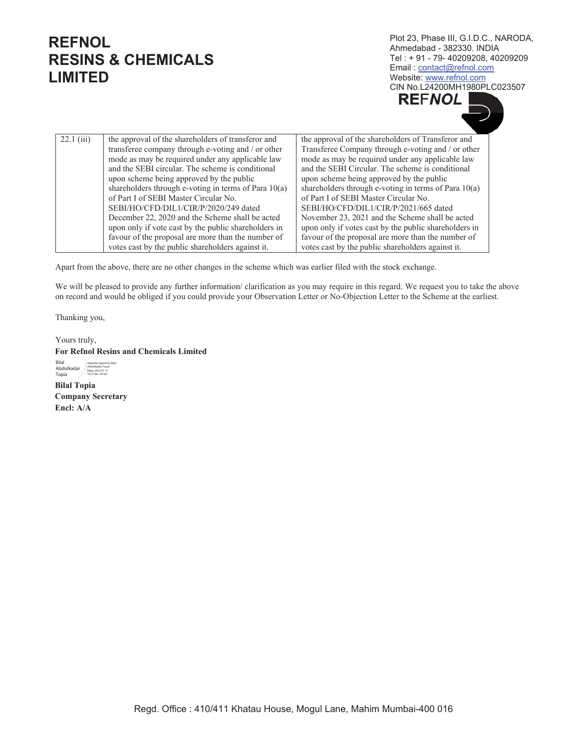# REFNOL RESINS & CHEMICALS LIMITED

Plot 23, Phase III, G.I.D.C., NARODA,
Ahmedabad - 382330. INDIA
Tel : + 91 - 79- 40209208, 40209209
Email : contact@refnol.com
Website: www.refnol.com
CIN No.L24200MH1980PLC023507

| | | |
|---|---|---|
| 22.1 (iii) | the approval of the shareholders of transferor and transferee company through e-voting and / or other mode as may be required under any applicable law and the SEBI circular. The scheme is conditional upon scheme being approved by the public shareholders through e-voting in terms of Para 10(a) of Part I of SEBI Master Circular No. SEBI/HO/CFD/DIL1/CIR/P/2020/249 dated December 22, 2020 and the Scheme shall be acted upon only if vote cast by the public shareholders in favour of the proposal are more than the number of votes cast by the public shareholders against it. | the approval of the shareholders of Transferor and Transferee Company through e-voting and / or other mode as may be required under any applicable law and the SEBI Circular. The scheme is conditional upon scheme being approved by the public shareholders through e-voting in terms of Para 10(a) of Part I of SEBI Master Circular No. SEBI/HO/CFD/DIL1/CIR/P/2021/665 dated November 23, 2021 and the Scheme shall be acted upon only if votes cast by the public shareholders in favour of the proposal are more than the number of votes cast by the public shareholders against it. |

Apart from the above, there are no other changes in the scheme which was earlier filed with the stock exchange.

We will be pleased to provide any further information/ clarification as you may require in this regard. We request you to take the above on record and would be obliged if you could provide your Observation Letter or No-Objection Letter to the Scheme at the earliest.

Thanking you,

Yours truly,

**For Refnol Resins and Chemicals Limited**

Bilal Abdulkadar Topia (Digitally signed by Bilal Abdulkadar Topia Date: 2022.01.15 14:21:48 +05'30')

**Bilal Topia**
**Company Secretary**
**Encl: A/A**

Regd. Office : 410/411 Khatau House, Mogul Lane, Mahim Mumbai-400 016